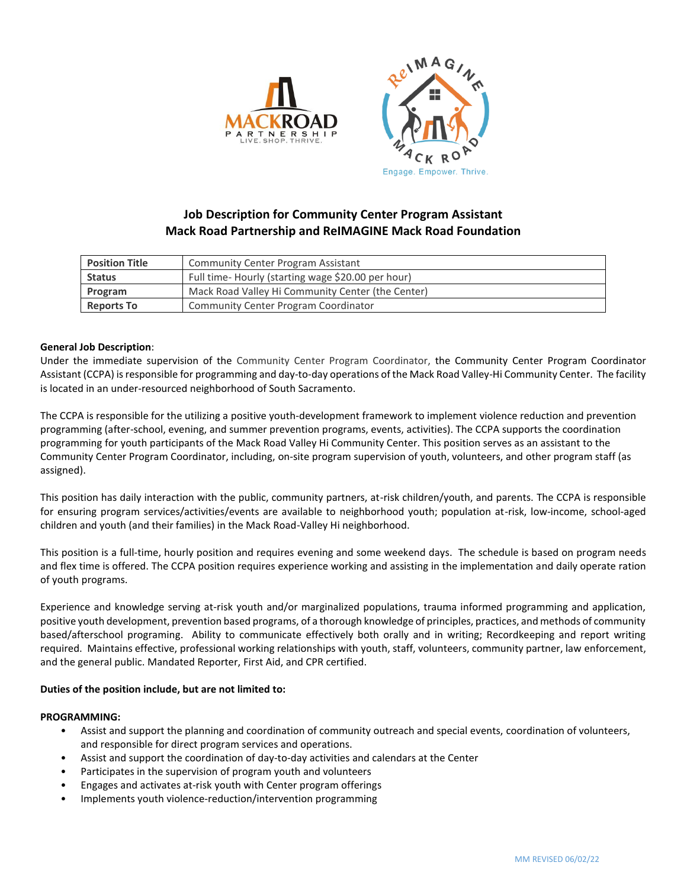## Job Description for Community Center Program Assistant
## Mack Road Partnership and ReIMAGINE Mack Road Foundation

| **Position Title** | Community Center Program Assistant |
|---|---|
| **Status** | Full time- Hourly (starting wage $20.00 per hour) |
| **Program** | Mack Road Valley Hi Community Center (the Center) |
| **Reports To** | Community Center Program Coordinator |

**General Job Description**:
Under the immediate supervision of the Community Center Program Coordinator, the Community Center Program Coordinator Assistant (CCPA) is responsible for programming and day-to-day operations of the Mack Road Valley-Hi Community Center. The facility is located in an under-resourced neighborhood of South Sacramento.

The CCPA is responsible for the utilizing a positive youth-development framework to implement violence reduction and prevention programming (after-school, evening, and summer prevention programs, events, activities). The CCPA supports the coordination programming for youth participants of the Mack Road Valley Hi Community Center. This position serves as an assistant to the Community Center Program Coordinator, including, on-site program supervision of youth, volunteers, and other program staff (as assigned).

This position has daily interaction with the public, community partners, at-risk children/youth, and parents. The CCPA is responsible for ensuring program services/activities/events are available to neighborhood youth; population at-risk, low-income, school-aged children and youth (and their families) in the Mack Road-Valley Hi neighborhood.

This position is a full-time, hourly position and requires evening and some weekend days. The schedule is based on program needs and flex time is offered. The CCPA position requires experience working and assisting in the implementation and daily operate ration of youth programs.

Experience and knowledge serving at-risk youth and/or marginalized populations, trauma informed programming and application, positive youth development, prevention based programs, of a thorough knowledge of principles, practices, and methods of community based/afterschool programing. Ability to communicate effectively both orally and in writing; Recordkeeping and report writing required. Maintains effective, professional working relationships with youth, staff, volunteers, community partner, law enforcement, and the general public. Mandated Reporter, First Aid, and CPR certified.

**Duties of the position include, but are not limited to:**

**PROGRAMMING:**

- Assist and support the planning and coordination of community outreach and special events, coordination of volunteers, and responsible for direct program services and operations.
- Assist and support the coordination of day-to-day activities and calendars at the Center
- Participates in the supervision of program youth and volunteers
- Engages and activates at-risk youth with Center program offerings
- Implements youth violence-reduction/intervention programming

MM REVISED 06/02/22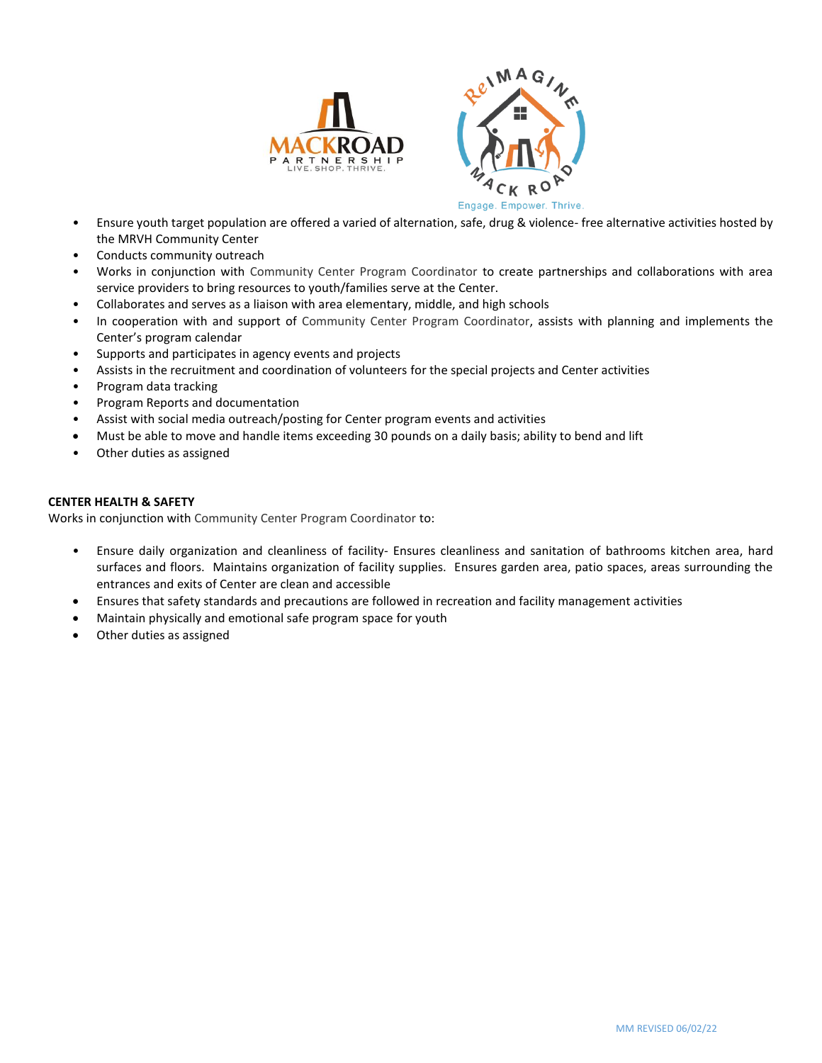- Ensure youth target population are offered a varied of alternation, safe, drug & violence- free alternative activities hosted by the MRVH Community Center
- Conducts community outreach
- Works in conjunction with Community Center Program Coordinator to create partnerships and collaborations with area service providers to bring resources to youth/families serve at the Center.
- Collaborates and serves as a liaison with area elementary, middle, and high schools
- In cooperation with and support of Community Center Program Coordinator, assists with planning and implements the Center's program calendar
- Supports and participates in agency events and projects
- Assists in the recruitment and coordination of volunteers for the special projects and Center activities
- Program data tracking
- Program Reports and documentation
- Assist with social media outreach/posting for Center program events and activities
- Must be able to move and handle items exceeding 30 pounds on a daily basis; ability to bend and lift
- Other duties as assigned

**CENTER HEALTH & SAFETY**

Works in conjunction with Community Center Program Coordinator to:

- Ensure daily organization and cleanliness of facility- Ensures cleanliness and sanitation of bathrooms kitchen area, hard surfaces and floors. Maintains organization of facility supplies. Ensures garden area, patio spaces, areas surrounding the entrances and exits of Center are clean and accessible
- Ensures that safety standards and precautions are followed in recreation and facility management activities
- Maintain physically and emotional safe program space for youth
- Other duties as assigned

MM REVISED 06/02/22